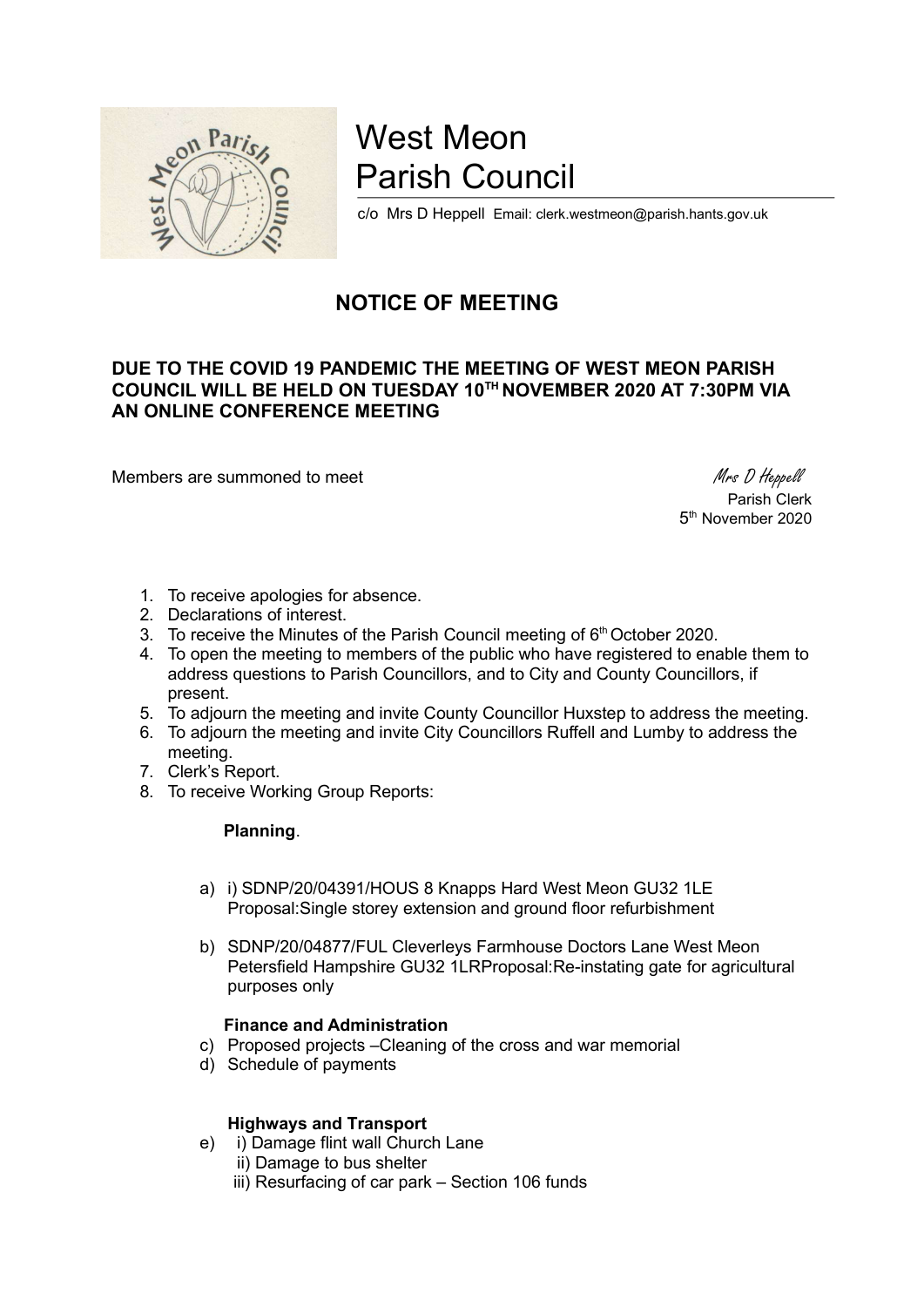# West Meon Parish Council

c/o Mrs D Heppell Email: clerk.westmeon@parish.hants.gov.uk

## NOTICE OF MEETING

**DUE TO THE COVID 19 PANDEMIC THE MEETING OF WEST MEON PARISH COUNCIL WILL BE HELD ON TUESDAY 10TH NOVEMBER 2020 AT 7:30PM VIA AN ONLINE CONFERENCE MEETING**

Members are summoned to meet

*Mrs D Heppell*
Parish Clerk
5th November 2020

1. To receive apologies for absence.
2. Declarations of interest.
3. To receive the Minutes of the Parish Council meeting of 6th October 2020.
4. To open the meeting to members of the public who have registered to enable them to address questions to Parish Councillors, and to City and County Councillors, if present.
5. To adjourn the meeting and invite County Councillor Huxstep to address the meeting.
6. To adjourn the meeting and invite City Councillors Ruffell and Lumby to address the meeting.
7. Clerk's Report.
8. To receive Working Group Reports:

**Planning**.

a) i) SDNP/20/04391/HOUS 8 Knapps Hard West Meon GU32 1LE
Proposal:Single storey extension and ground floor refurbishment

b) SDNP/20/04877/FUL Cleverleys Farmhouse Doctors Lane West Meon Petersfield Hampshire GU32 1LRProposal:Re-instating gate for agricultural purposes only

**Finance and Administration**

c) Proposed projects –Cleaning of the cross and war memorial
d) Schedule of payments

**Highways and Transport**

e) i) Damage flint wall Church Lane
ii) Damage to bus shelter
iii) Resurfacing of car park – Section 106 funds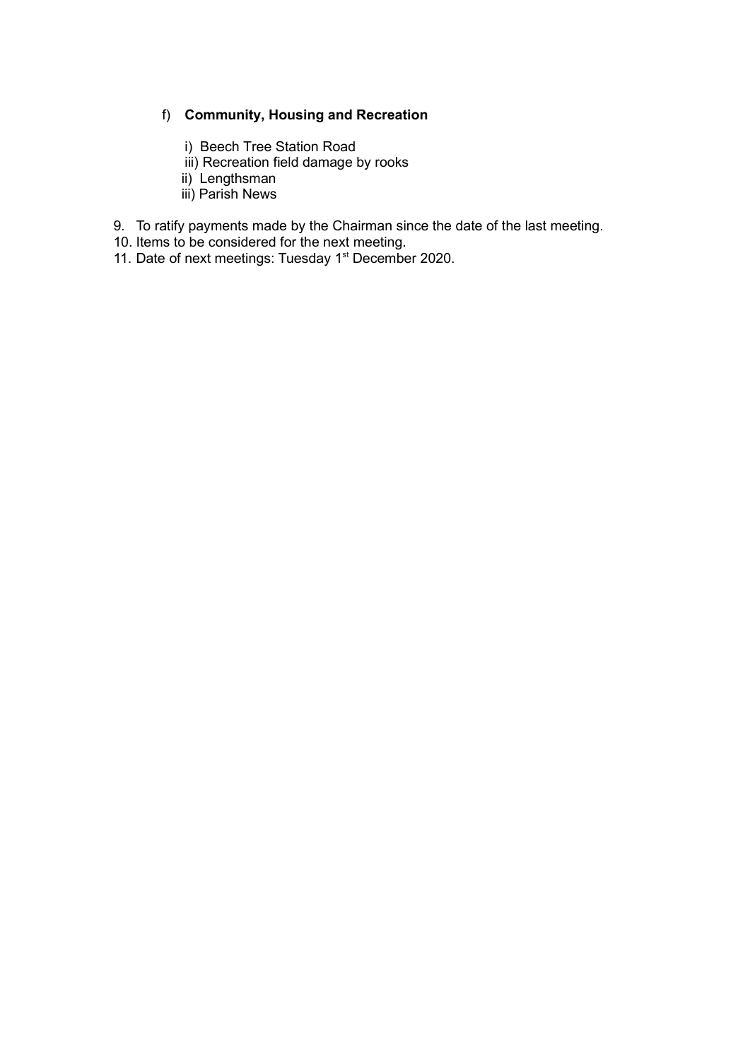f) **Community, Housing and Recreation**

i) Beech Tree Station Road
iii) Recreation field damage by rooks
ii) Lengthsman
iii) Parish News

9. To ratify payments made by the Chairman since the date of the last meeting.
10. Items to be considered for the next meeting.
11. Date of next meetings: Tuesday 1st December 2020.